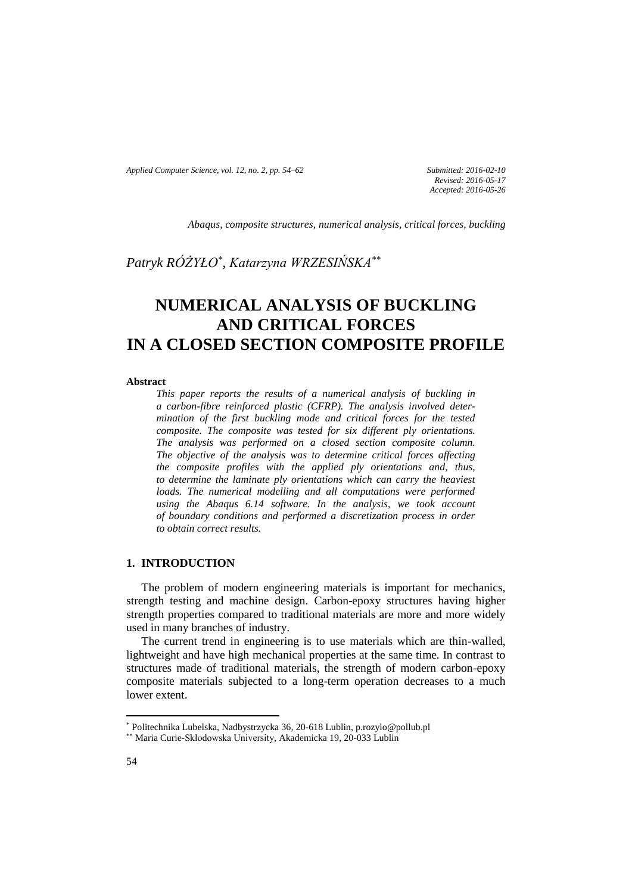*Submitted: 2016-02-10*
*Revised: 2016-05-17*
*Accepted: 2016-05-26*

*Abaqus, composite structures, numerical analysis, critical forces, buckling*

*Patryk RÓŻYŁO*[*], *Katarzyna WRZESIŃSKA*[**]

# NUMERICAL ANALYSIS OF BUCKLING AND CRITICAL FORCES IN A CLOSED SECTION COMPOSITE PROFILE

**Abstract**

*This paper reports the results of a numerical analysis of buckling in a carbon-fibre reinforced plastic (CFRP). The analysis involved determination of the first buckling mode and critical forces for the tested composite. The composite was tested for six different ply orientations. The analysis was performed on a closed section composite column. The objective of the analysis was to determine critical forces affecting the composite profiles with the applied ply orientations and, thus, to determine the laminate ply orientations which can carry the heaviest loads. The numerical modelling and all computations were performed using the Abaqus 6.14 software. In the analysis, we took account of boundary conditions and performed a discretization process in order to obtain correct results.*

## 1. INTRODUCTION

The problem of modern engineering materials is important for mechanics, strength testing and machine design. Carbon-epoxy structures having higher strength properties compared to traditional materials are more and more widely used in many branches of industry.

The current trend in engineering is to use materials which are thin-walled, lightweight and have high mechanical properties at the same time. In contrast to structures made of traditional materials, the strength of modern carbon-epoxy composite materials subjected to a long-term operation decreases to a much lower extent.

---

[*] Politechnika Lubelska, Nadbystrzycka 36, 20-618 Lublin, p.rozylo@pollub.pl
[**] Maria Curie-Skłodowska University, Akademicka 19, 20-033 Lublin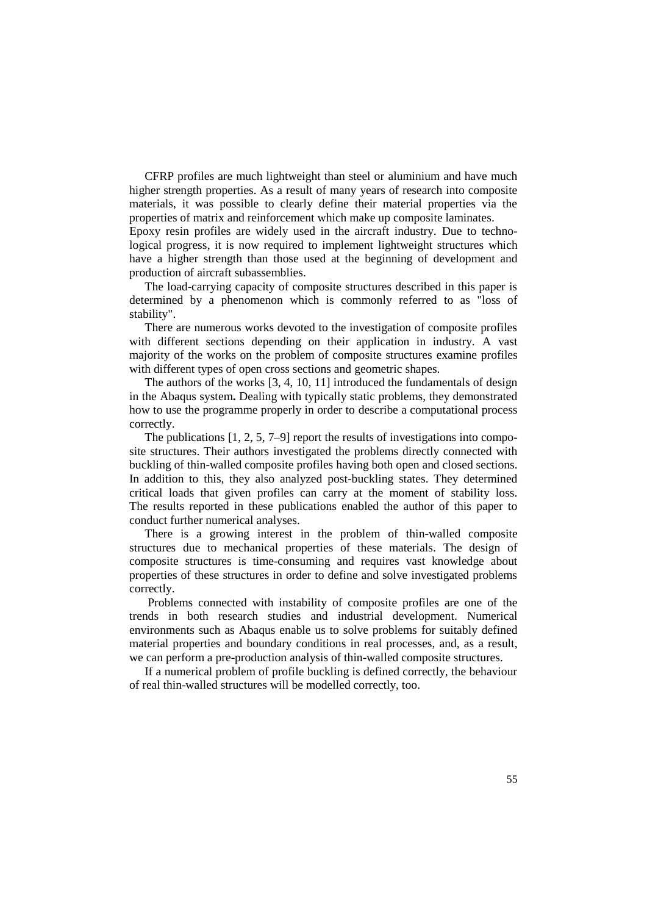CFRP profiles are much lightweight than steel or aluminium and have much higher strength properties. As a result of many years of research into composite materials, it was possible to clearly define their material properties via the properties of matrix and reinforcement which make up composite laminates.
Epoxy resin profiles are widely used in the aircraft industry. Due to technological progress, it is now required to implement lightweight structures which have a higher strength than those used at the beginning of development and production of aircraft subassemblies.

The load-carrying capacity of composite structures described in this paper is determined by a phenomenon which is commonly referred to as "loss of stability".

There are numerous works devoted to the investigation of composite profiles with different sections depending on their application in industry. A vast majority of the works on the problem of composite structures examine profiles with different types of open cross sections and geometric shapes.

The authors of the works [3, 4, 10, 11] introduced the fundamentals of design in the Abaqus system**.** Dealing with typically static problems, they demonstrated how to use the programme properly in order to describe a computational process correctly.

The publications [1, 2, 5, 7–9] report the results of investigations into composite structures. Their authors investigated the problems directly connected with buckling of thin-walled composite profiles having both open and closed sections. In addition to this, they also analyzed post-buckling states. They determined critical loads that given profiles can carry at the moment of stability loss. The results reported in these publications enabled the author of this paper to conduct further numerical analyses.

There is a growing interest in the problem of thin-walled composite structures due to mechanical properties of these materials. The design of composite structures is time-consuming and requires vast knowledge about properties of these structures in order to define and solve investigated problems correctly.

Problems connected with instability of composite profiles are one of the trends in both research studies and industrial development. Numerical environments such as Abaqus enable us to solve problems for suitably defined material properties and boundary conditions in real processes, and, as a result, we can perform a pre-production analysis of thin-walled composite structures.

If a numerical problem of profile buckling is defined correctly, the behaviour of real thin-walled structures will be modelled correctly, too.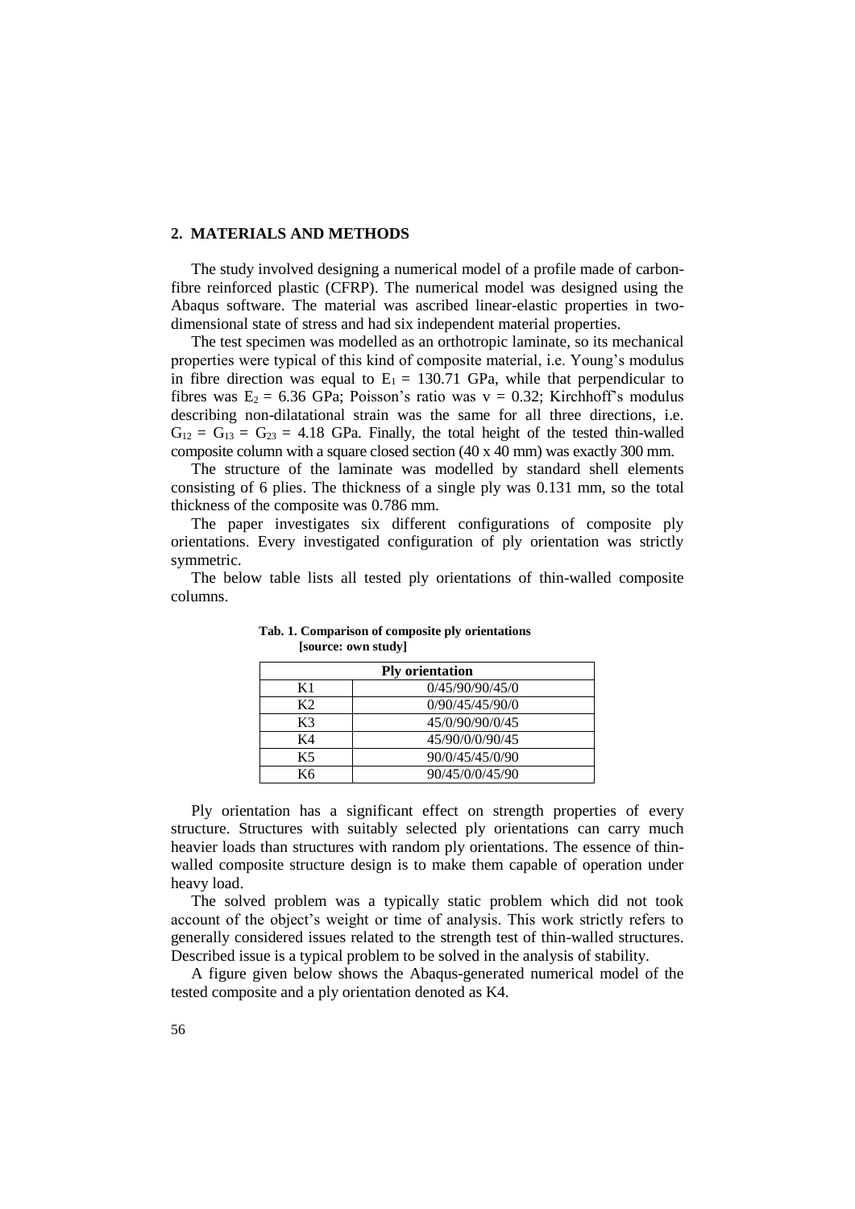## 2. MATERIALS AND METHODS

The study involved designing a numerical model of a profile made of carbon-fibre reinforced plastic (CFRP). The numerical model was designed using the Abaqus software. The material was ascribed linear-elastic properties in two-dimensional state of stress and had six independent material properties.

The test specimen was modelled as an orthotropic laminate, so its mechanical properties were typical of this kind of composite material, i.e. Young's modulus in fibre direction was equal to $E_1 = 130.71$ GPa, while that perpendicular to fibres was $E_2 = 6.36$ GPa; Poisson's ratio was $v = 0.32$; Kirchhoff's modulus describing non-dilatational strain was the same for all three directions, i.e. $G_{12} = G_{13} = G_{23} = 4.18$ GPa. Finally, the total height of the tested thin-walled composite column with a square closed section (40 x 40 mm) was exactly 300 mm.

The structure of the laminate was modelled by standard shell elements consisting of 6 plies. The thickness of a single ply was 0.131 mm, so the total thickness of the composite was 0.786 mm.

The paper investigates six different configurations of composite ply orientations. Every investigated configuration of ply orientation was strictly symmetric.

The below table lists all tested ply orientations of thin-walled composite columns.

**Tab. 1. Comparison of composite ply orientations [source: own study]**

| Ply orientation | |
|---|---|
| K1 | 0/45/90/90/45/0 |
| K2 | 0/90/45/45/90/0 |
| K3 | 45/0/90/90/0/45 |
| K4 | 45/90/0/0/90/45 |
| K5 | 90/0/45/45/0/90 |
| K6 | 90/45/0/0/45/90 |

Ply orientation has a significant effect on strength properties of every structure. Structures with suitably selected ply orientations can carry much heavier loads than structures with random ply orientations. The essence of thin-walled composite structure design is to make them capable of operation under heavy load.

The solved problem was a typically static problem which did not took account of the object's weight or time of analysis. This work strictly refers to generally considered issues related to the strength test of thin-walled structures. Described issue is a typical problem to be solved in the analysis of stability.

A figure given below shows the Abaqus-generated numerical model of the tested composite and a ply orientation denoted as K4.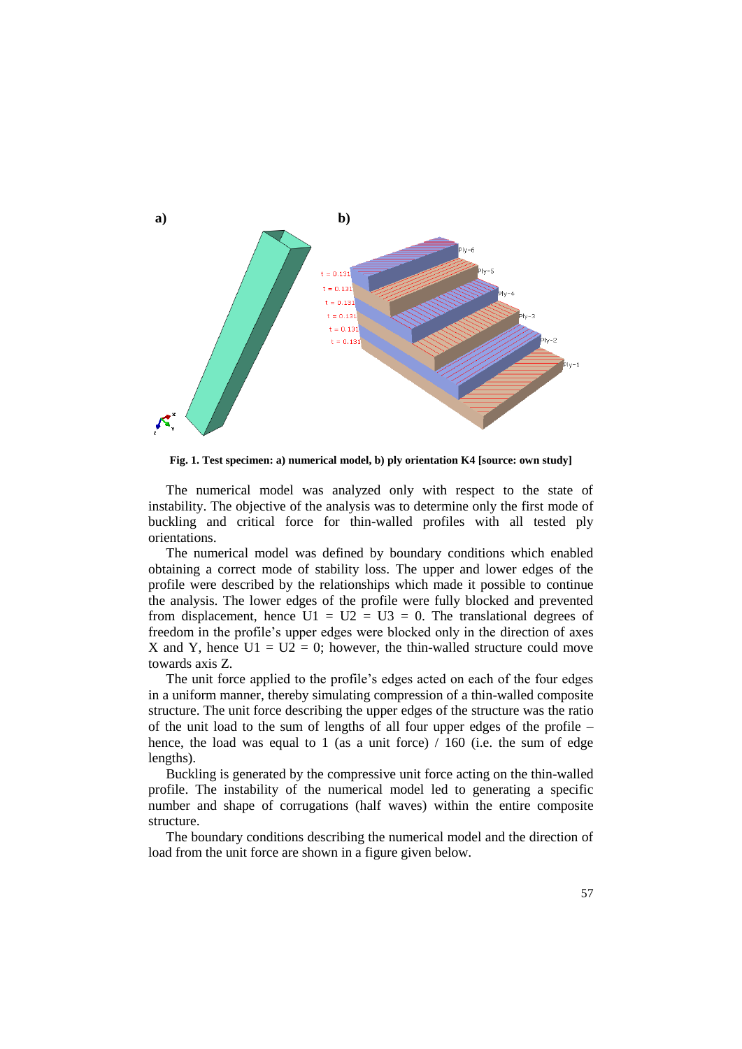**Fig. 1. Test specimen: a) numerical model, b) ply orientation K4 [source: own study]**

The numerical model was analyzed only with respect to the state of instability. The objective of the analysis was to determine only the first mode of buckling and critical force for thin-walled profiles with all tested ply orientations.

The numerical model was defined by boundary conditions which enabled obtaining a correct mode of stability loss. The upper and lower edges of the profile were described by the relationships which made it possible to continue the analysis. The lower edges of the profile were fully blocked and prevented from displacement, hence U1 = U2 = U3 = 0. The translational degrees of freedom in the profile's upper edges were blocked only in the direction of axes X and Y, hence U1 = U2 = 0; however, the thin-walled structure could move towards axis Z.

The unit force applied to the profile's edges acted on each of the four edges in a uniform manner, thereby simulating compression of a thin-walled composite structure. The unit force describing the upper edges of the structure was the ratio of the unit load to the sum of lengths of all four upper edges of the profile – hence, the load was equal to 1 (as a unit force) / 160 (i.e. the sum of edge lengths).

Buckling is generated by the compressive unit force acting on the thin-walled profile. The instability of the numerical model led to generating a specific number and shape of corrugations (half waves) within the entire composite structure.

The boundary conditions describing the numerical model and the direction of load from the unit force are shown in a figure given below.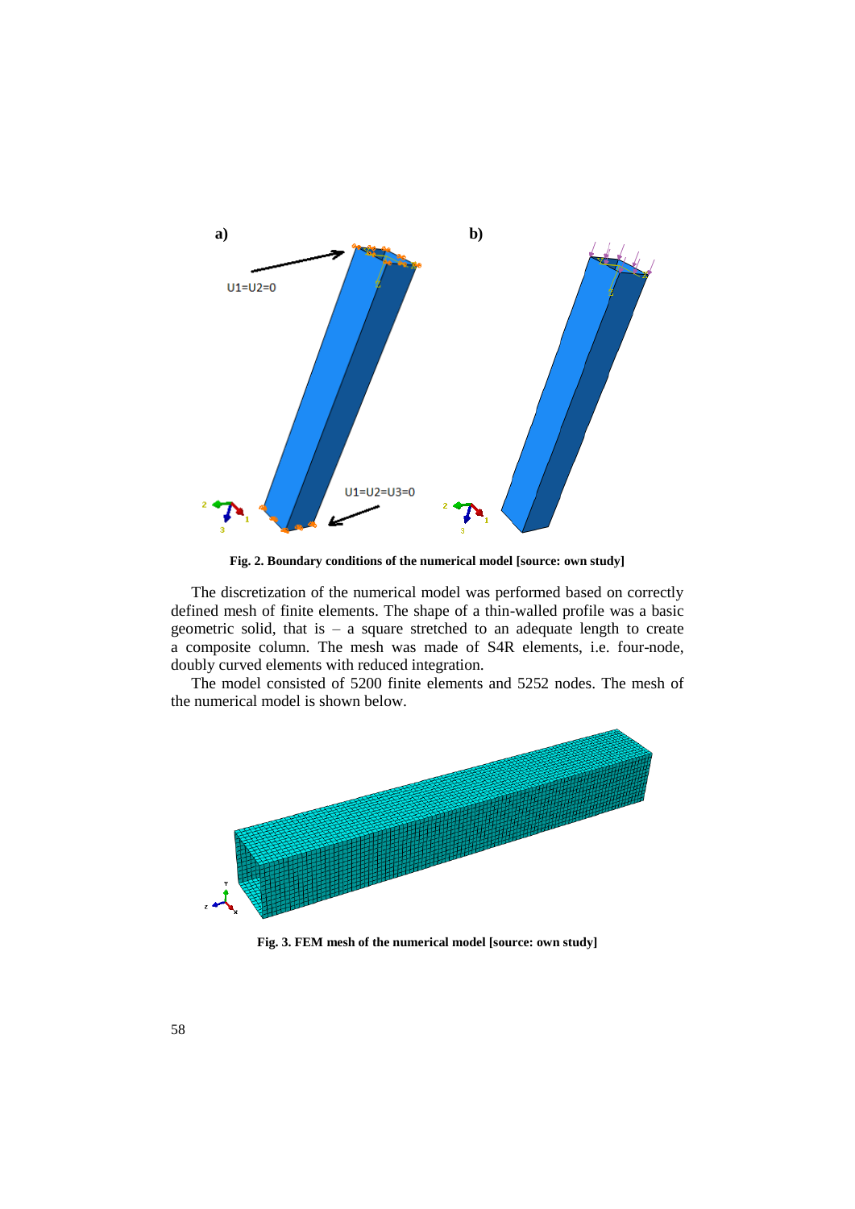**Fig. 2. Boundary conditions of the numerical model [source: own study]**

The discretization of the numerical model was performed based on correctly defined mesh of finite elements. The shape of a thin-walled profile was a basic geometric solid, that is – a square stretched to an adequate length to create a composite column. The mesh was made of S4R elements, i.e. four-node, doubly curved elements with reduced integration.

The model consisted of 5200 finite elements and 5252 nodes. The mesh of the numerical model is shown below.

**Fig. 3. FEM mesh of the numerical model [source: own study]**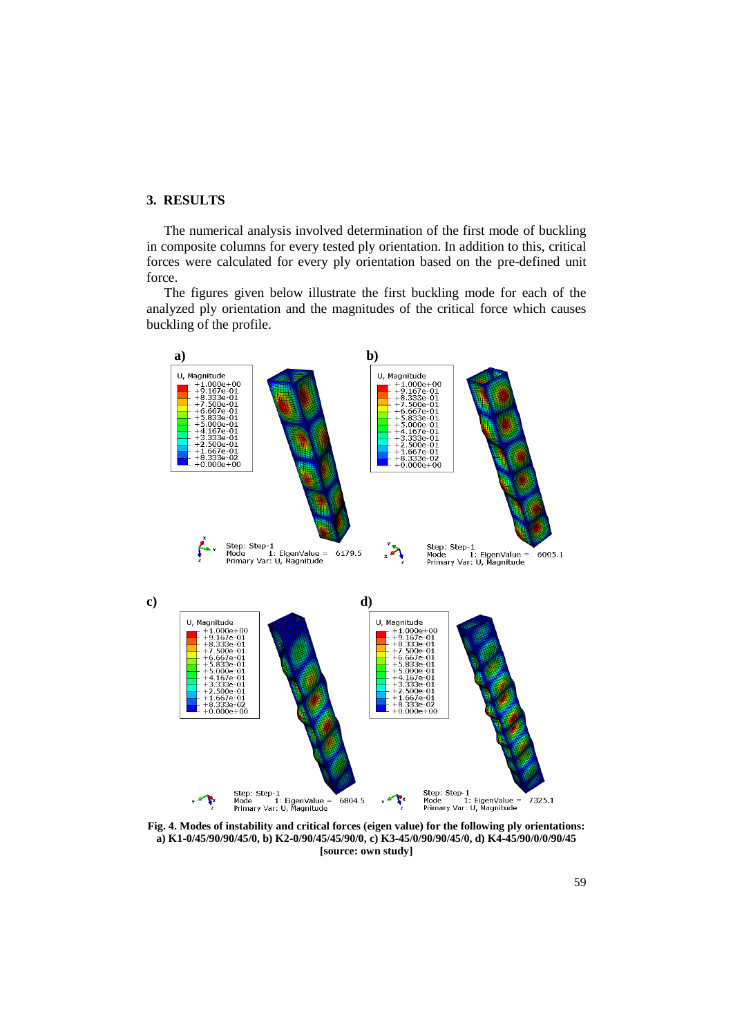## 3. RESULTS

The numerical analysis involved determination of the first mode of buckling in composite columns for every tested ply orientation. In addition to this, critical forces were calculated for every ply orientation based on the pre-defined unit force.

The figures given below illustrate the first buckling mode for each of the analyzed ply orientation and the magnitudes of the critical force which causes buckling of the profile.

**Fig. 4. Modes of instability and critical forces (eigen value) for the following ply orientations: a) K1-0/45/90/90/45/0, b) K2-0/90/45/45/90/0, c) K3-45/0/90/90/45/0, d) K4-45/90/0/0/90/45 [source: own study]**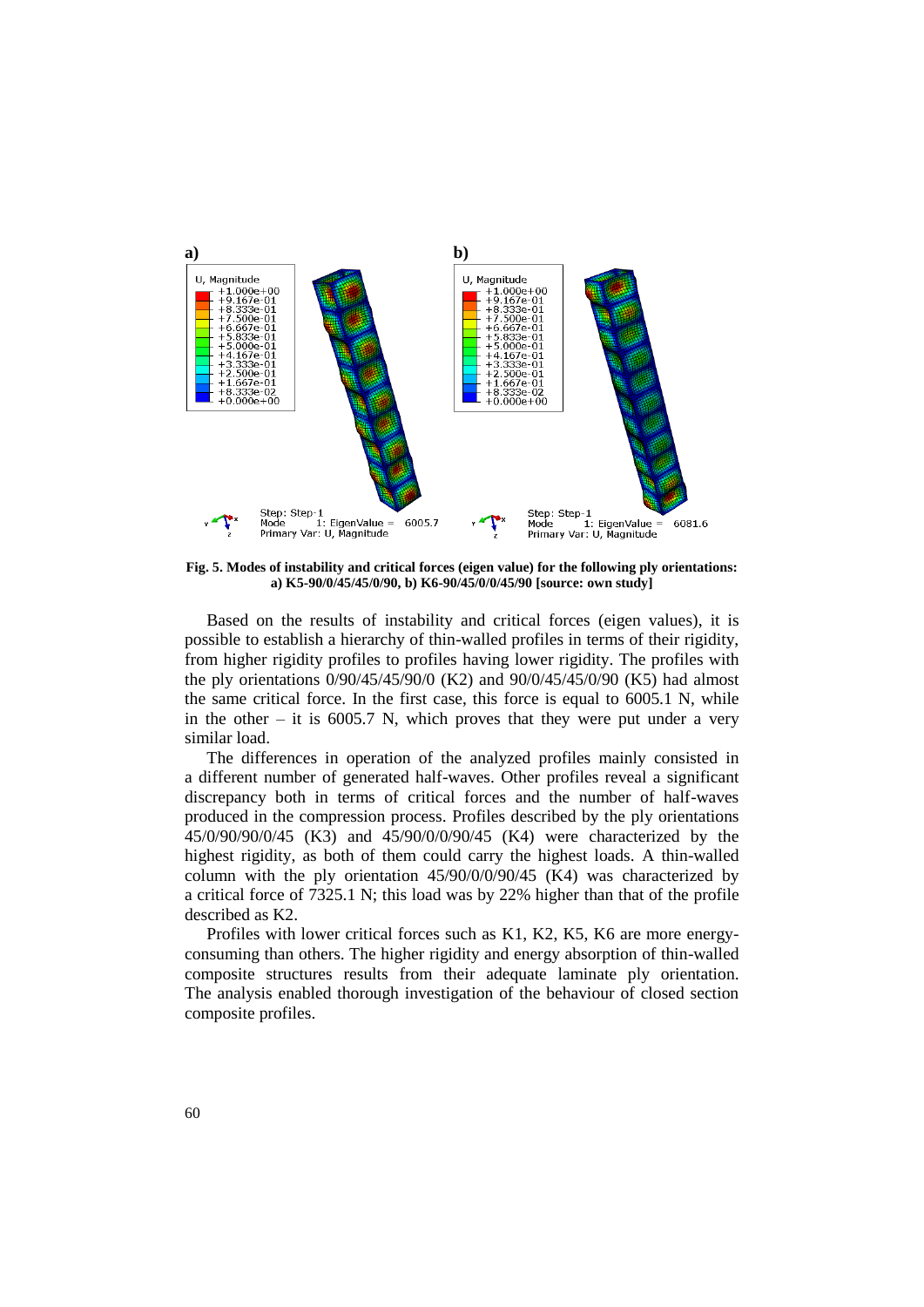**Fig. 5. Modes of instability and critical forces (eigen value) for the following ply orientations: a) K5-90/0/45/45/0/90, b) K6-90/45/0/0/45/90 [source: own study]**

Based on the results of instability and critical forces (eigen values), it is possible to establish a hierarchy of thin-walled profiles in terms of their rigidity, from higher rigidity profiles to profiles having lower rigidity. The profiles with the ply orientations 0/90/45/45/90/0 (K2) and 90/0/45/45/0/90 (K5) had almost the same critical force. In the first case, this force is equal to 6005.1 N, while in the other – it is 6005.7 N, which proves that they were put under a very similar load.

The differences in operation of the analyzed profiles mainly consisted in a different number of generated half-waves. Other profiles reveal a significant discrepancy both in terms of critical forces and the number of half-waves produced in the compression process. Profiles described by the ply orientations 45/0/90/90/0/45 (K3) and 45/90/0/0/90/45 (K4) were characterized by the highest rigidity, as both of them could carry the highest loads. A thin-walled column with the ply orientation 45/90/0/0/90/45 (K4) was characterized by a critical force of 7325.1 N; this load was by 22% higher than that of the profile described as K2.

Profiles with lower critical forces such as K1, K2, K5, K6 are more energy-consuming than others. The higher rigidity and energy absorption of thin-walled composite structures results from their adequate laminate ply orientation. The analysis enabled thorough investigation of the behaviour of closed section composite profiles.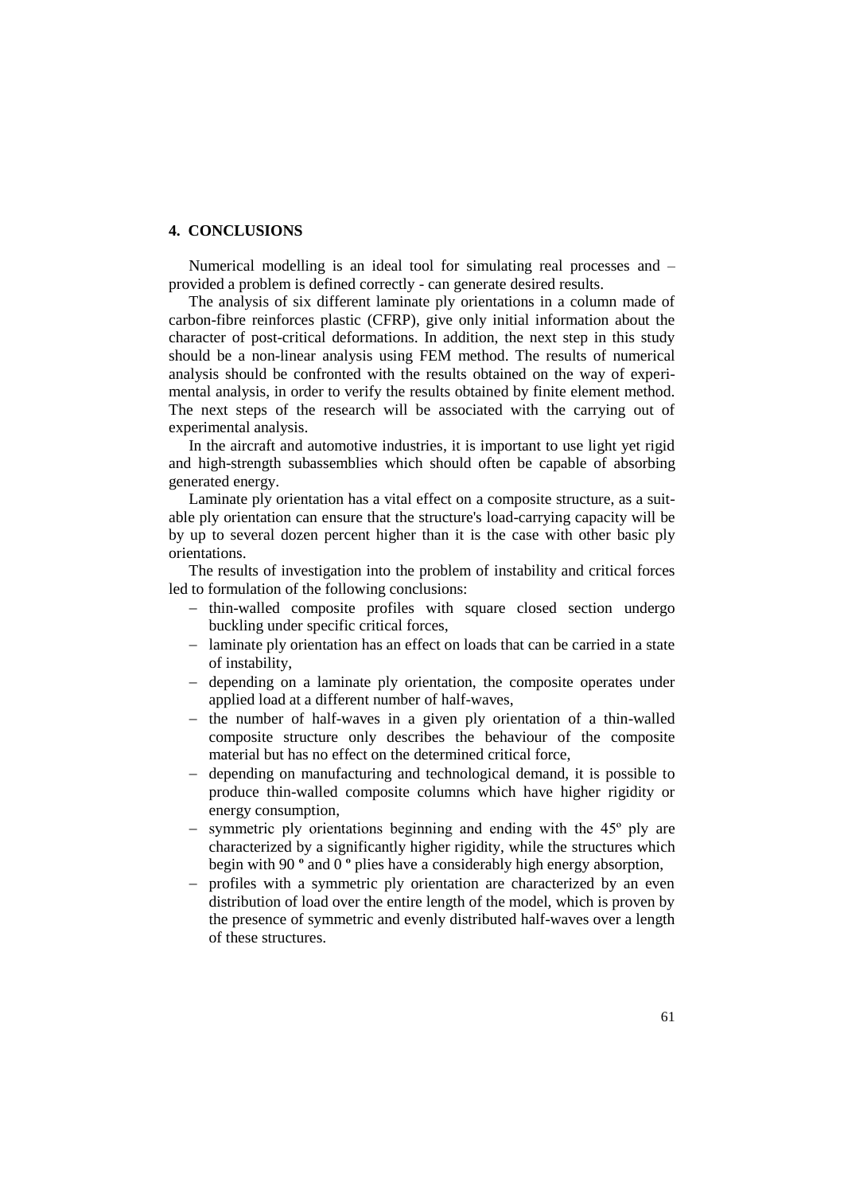## 4. CONCLUSIONS

Numerical modelling is an ideal tool for simulating real processes and – provided a problem is defined correctly - can generate desired results.

The analysis of six different laminate ply orientations in a column made of carbon-fibre reinforces plastic (CFRP), give only initial information about the character of post-critical deformations. In addition, the next step in this study should be a non-linear analysis using FEM method. The results of numerical analysis should be confronted with the results obtained on the way of experimental analysis, in order to verify the results obtained by finite element method. The next steps of the research will be associated with the carrying out of experimental analysis.

In the aircraft and automotive industries, it is important to use light yet rigid and high-strength subassemblies which should often be capable of absorbing generated energy.

Laminate ply orientation has a vital effect on a composite structure, as a suitable ply orientation can ensure that the structure's load-carrying capacity will be by up to several dozen percent higher than it is the case with other basic ply orientations.

The results of investigation into the problem of instability and critical forces led to formulation of the following conclusions:

- thin-walled composite profiles with square closed section undergo buckling under specific critical forces,
- laminate ply orientation has an effect on loads that can be carried in a state of instability,
- depending on a laminate ply orientation, the composite operates under applied load at a different number of half-waves,
- the number of half-waves in a given ply orientation of a thin-walled composite structure only describes the behaviour of the composite material but has no effect on the determined critical force,
- depending on manufacturing and technological demand, it is possible to produce thin-walled composite columns which have higher rigidity or energy consumption,
- symmetric ply orientations beginning and ending with the 45º ply are characterized by a significantly higher rigidity, while the structures which begin with 90 º and 0 º plies have a considerably high energy absorption,
- profiles with a symmetric ply orientation are characterized by an even distribution of load over the entire length of the model, which is proven by the presence of symmetric and evenly distributed half-waves over a length of these structures.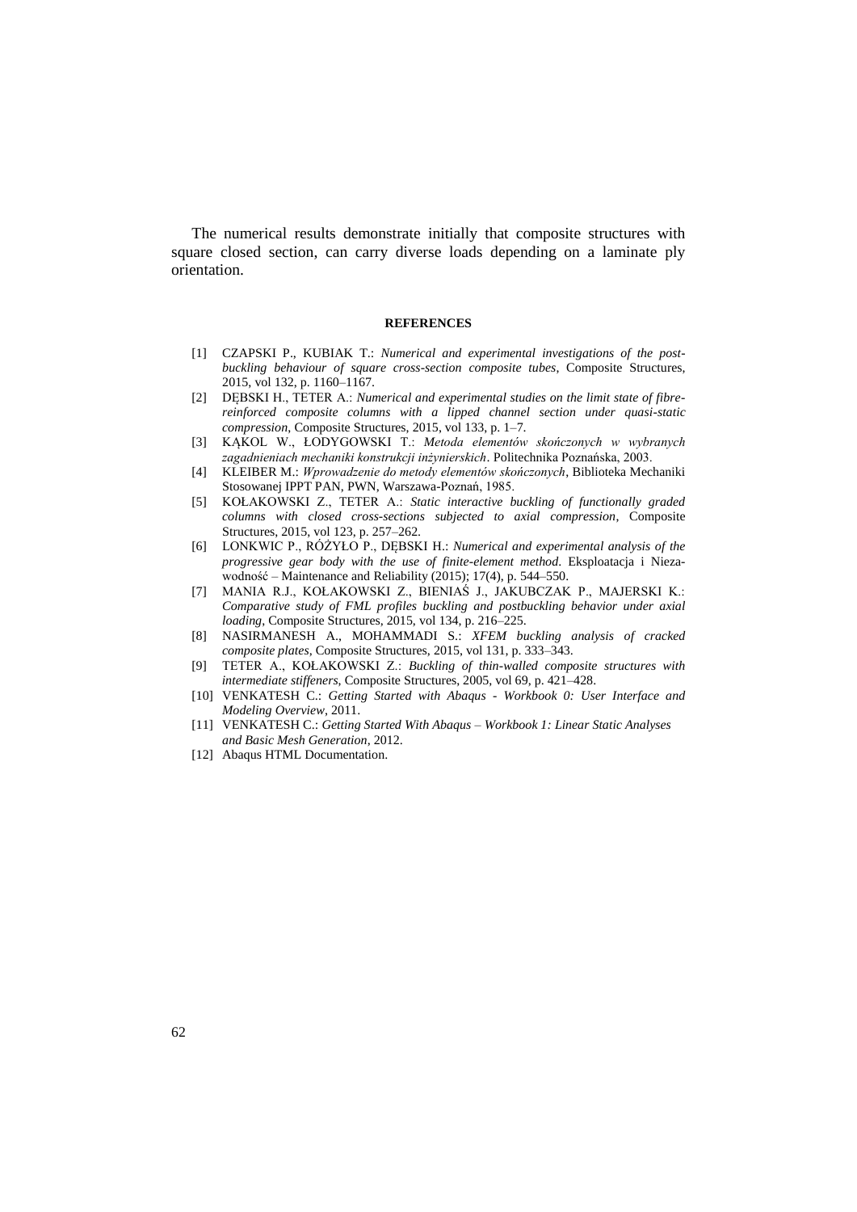The numerical results demonstrate initially that composite structures with square closed section, can carry diverse loads depending on a laminate ply orientation.

**REFERENCES**

[1] CZAPSKI P., KUBIAK T.: *Numerical and experimental investigations of the post-buckling behaviour of square cross-section composite tubes*, Composite Structures, 2015, vol 132, p. 1160–1167.

[2] DĘBSKI H., TETER A.: *Numerical and experimental studies on the limit state of fibre-reinforced composite columns with a lipped channel section under quasi-static compression*, Composite Structures, 2015, vol 133, p. 1–7.

[3] KĄKOL W., ŁODYGOWSKI T.: *Metoda elementów skończonych w wybranych zagadnieniach mechaniki konstrukcji inżynierskich*. Politechnika Poznańska, 2003.

[4] KLEIBER M.: *Wprowadzenie do metody elementów skończonych*, Biblioteka Mechaniki Stosowanej IPPT PAN, PWN, Warszawa-Poznań, 1985.

[5] KOŁAKOWSKI Z., TETER A.: *Static interactive buckling of functionally graded columns with closed cross-sections subjected to axial compression*, Composite Structures, 2015, vol 123, p. 257–262.

[6] LONKWIC P., RÓŻYŁO P., DĘBSKI H.: *Numerical and experimental analysis of the progressive gear body with the use of finite-element method*. Eksploatacja i Niezawodność – Maintenance and Reliability (2015); 17(4), p. 544–550.

[7] MANIA R.J., KOŁAKOWSKI Z., BIENIAŚ J., JAKUBCZAK P., MAJERSKI K.: *Comparative study of FML profiles buckling and postbuckling behavior under axial loading*, Composite Structures, 2015, vol 134, p. 216–225.

[8] NASIRMANESH A., MOHAMMADI S.: *XFEM buckling analysis of cracked composite plates*, Composite Structures, 2015, vol 131, p. 333–343.

[9] TETER A., KOŁAKOWSKI Z.: *Buckling of thin-walled composite structures with intermediate stiffeners*, Composite Structures, 2005, vol 69, p. 421–428.

[10] VENKATESH C.: *Getting Started with Abaqus - Workbook 0: User Interface and Modeling Overview*, 2011.

[11] VENKATESH C.: *Getting Started With Abaqus – Workbook 1: Linear Static Analyses and Basic Mesh Generation*, 2012.

[12] Abaqus HTML Documentation.